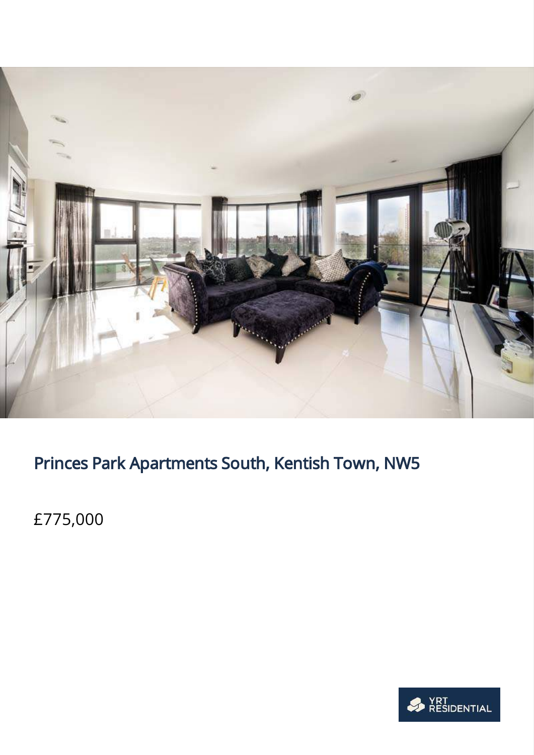# Princes Park Apartments South, Kentish Town, NW5

£775,000

YRT RESIDENTIAL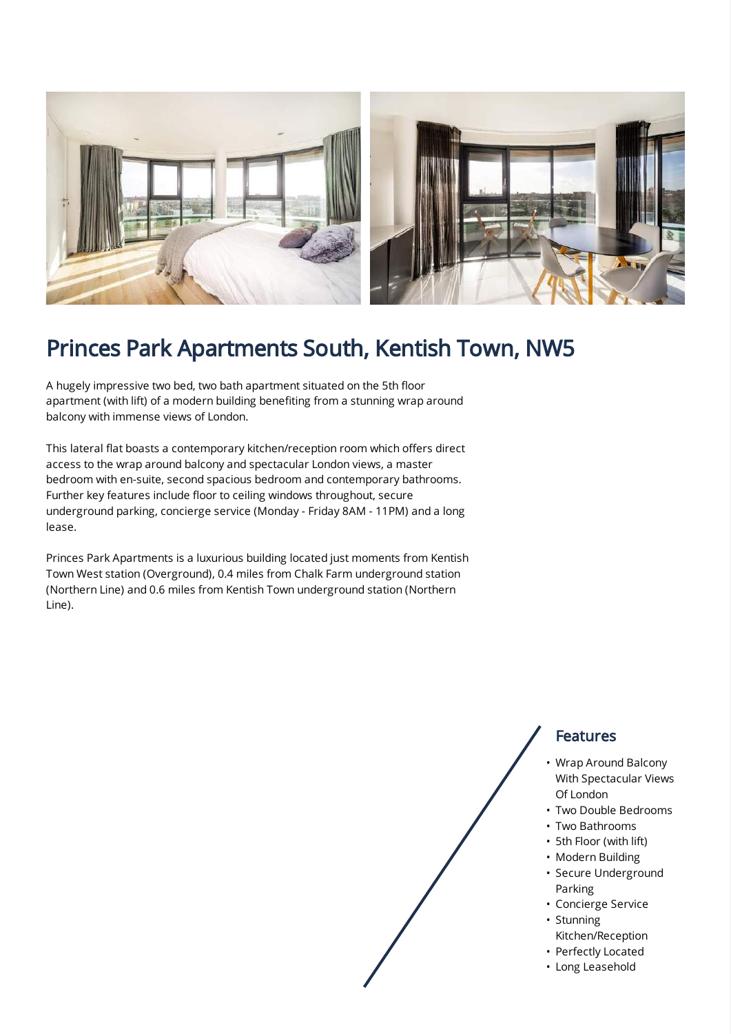# Princes Park Apartments South, Kentish Town, NW5

A hugely impressive two bed, two bath apartment situated on the 5th floor apartment (with lift) of a modern building benefiting from a stunning wrap around balcony with immense views of London.

This lateral flat boasts a contemporary kitchen/reception room which offers direct access to the wrap around balcony and spectacular London views, a master bedroom with en-suite, second spacious bedroom and contemporary bathrooms. Further key features include floor to ceiling windows throughout, secure underground parking, concierge service (Monday - Friday 8AM - 11PM) and a long lease.

Princes Park Apartments is a luxurious building located just moments from Kentish Town West station (Overground), 0.4 miles from Chalk Farm underground station (Northern Line) and 0.6 miles from Kentish Town underground station (Northern Line).

## Features

- Wrap Around Balcony With Spectacular Views Of London
- Two Double Bedrooms
- Two Bathrooms
- 5th Floor (with lift)
- Modern Building
- Secure Underground Parking
- Concierge Service
- Stunning Kitchen/Reception
- Perfectly Located
- Long Leasehold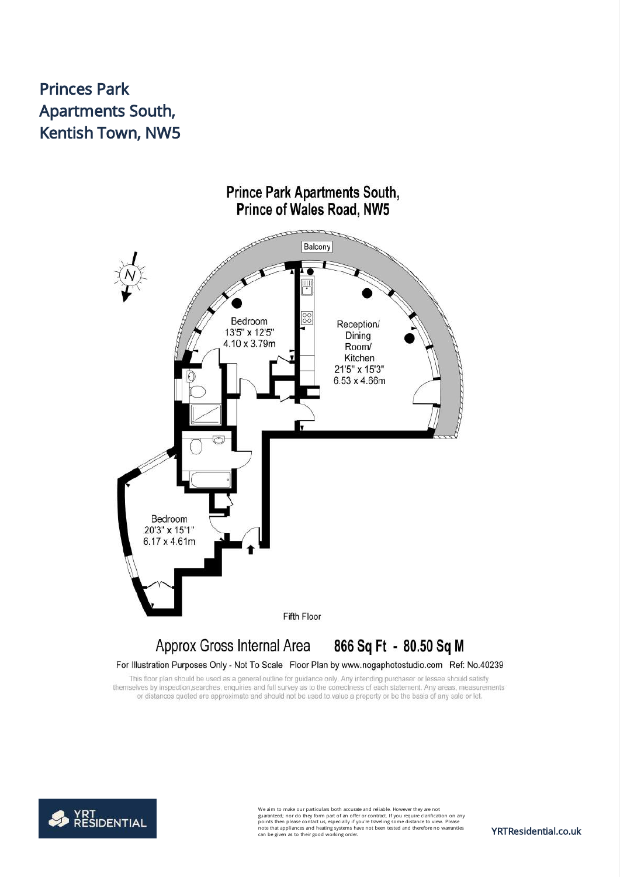# Princes Park Apartments South, Kentish Town, NW5

## Prince Park Apartments South, Prince of Wales Road, NW5

Balcony

Bedroom
13'5" x 12'5"
4.10 x 3.79m

Reception/
Dining
Room/
Kitchen
21'5" x 15'3"
6.53 x 4.66m

Bedroom
20'3" x 15'1"
6.17 x 4.61m

Fifth Floor

**Approx Gross Internal Area 866 Sq Ft - 80.50 Sq M**

For Illustration Purposes Only - Not To Scale Floor Plan by www.nogaphotostudio.com Ref: No.40239

This floor plan should be used as a general outline for guidance only. Any intending purchaser or lessee should satisfy themselves by inspection,searches, enquiries and full survey as to the correctness of each statement. Any areas, measurements or distances quoted are approximate and should not be used to value a property or be the basis of any sale or let.

YRT RESIDENTIAL

We aim to make our particulars both accurate and reliable. However they are not guaranteed; nor do they form part of an offer or contract. If you require clarification on any points then please contact us, especially if you're traveling some distance to view. Please note that appliances and heating systems have not been tested and therefore no warranties can be given as to their good working order.

YRTResidential.co.uk